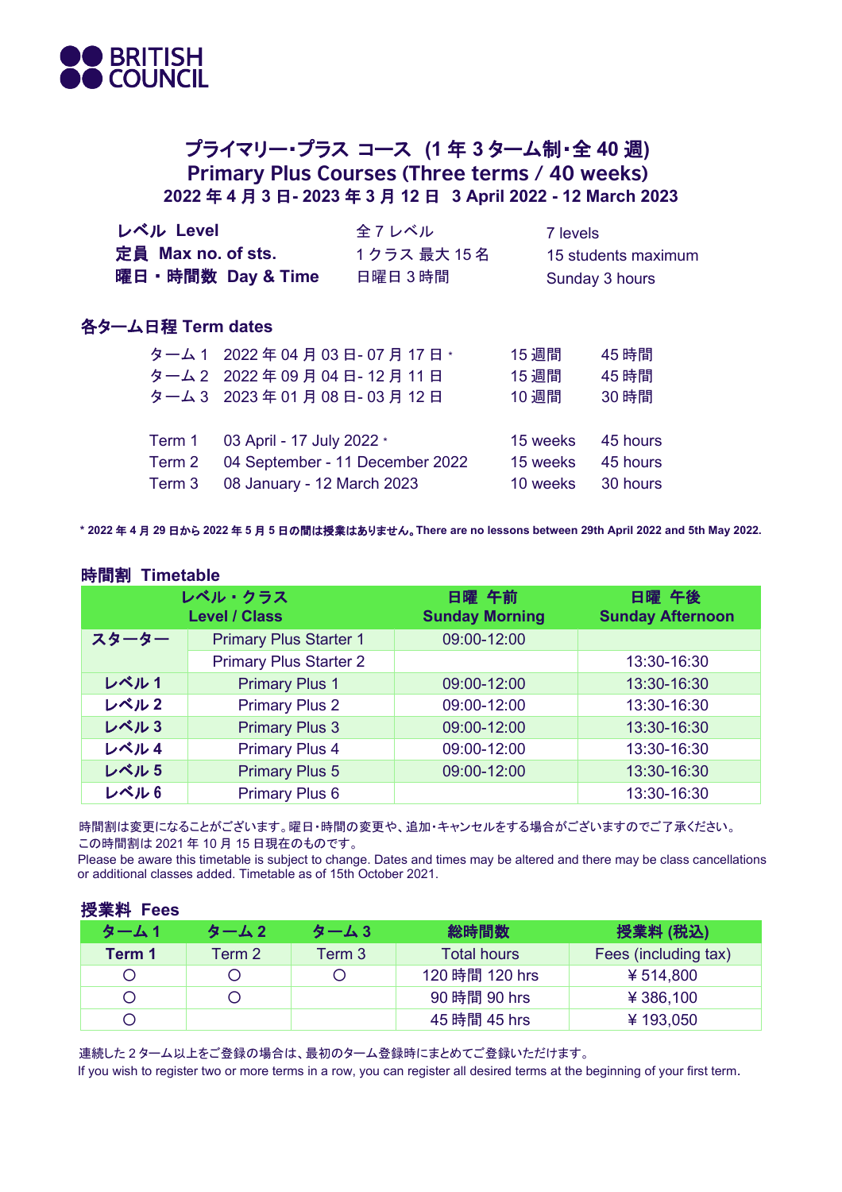BRITISH COUNCIL

# プライマリー・プラス コース (1 年 3 ターム制・全 40 週)
# Primary Plus Courses (Three terms / 40 weeks)
## 2022 年 4 月 3 日- 2023 年 3 月 12 日 3 April 2022 - 12 March 2023

| | | |
|---|---|---|
| **レベル Level** | 全 7 レベル | 7 levels |
| **定員 Max no. of sts.** | 1 クラス 最大 15 名 | 15 students maximum |
| **曜日・時間数 Day & Time** | 日曜日 3 時間 | Sunday 3 hours |

## 各ターム日程 Term dates

| | | | |
|---|---|---|---|
| ターム 1 | 2022 年 04 月 03 日- 07 月 17 日 * | 15 週間 | 45 時間 |
| ターム 2 | 2022 年 09 月 04 日- 12 月 11 日 | 15 週間 | 45 時間 |
| ターム 3 | 2023 年 01 月 08 日- 03 月 12 日 | 10 週間 | 30 時間 |

| | | | |
|---|---|---|---|
| Term 1 | 03 April - 17 July 2022 * | 15 weeks | 45 hours |
| Term 2 | 04 September - 11 December 2022 | 15 weeks | 45 hours |
| Term 3 | 08 January - 12 March 2023 | 10 weeks | 30 hours |

**\* 2022 年 4 月 29 日から 2022 年 5 月 5 日の間は授業はありません。There are no lessons between 29th April 2022 and 5th May 2022.**

## 時間割 Timetable

| レベル・クラス Level / Class | | 日曜 午前 Sunday Morning | 日曜 午後 Sunday Afternoon |
|---|---|---|---|
| スターター | Primary Plus Starter 1 | 09:00-12:00 | |
| | Primary Plus Starter 2 | | 13:30-16:30 |
| レベル 1 | Primary Plus 1 | 09:00-12:00 | 13:30-16:30 |
| レベル 2 | Primary Plus 2 | 09:00-12:00 | 13:30-16:30 |
| レベル 3 | Primary Plus 3 | 09:00-12:00 | 13:30-16:30 |
| レベル 4 | Primary Plus 4 | 09:00-12:00 | 13:30-16:30 |
| レベル 5 | Primary Plus 5 | 09:00-12:00 | 13:30-16:30 |
| レベル 6 | Primary Plus 6 | | 13:30-16:30 |

時間割は変更になることがございます。曜日・時間の変更や、追加・キャンセルをする場合がございますのでご了承ください。
この時間割は 2021 年 10 月 15 日現在のものです。
Please be aware this timetable is subject to change. Dates and times may be altered and there may be class cancellations or additional classes added. Timetable as of 15th October 2021.

## 授業料 Fees

| ターム 1 Term 1 | ターム 2 Term 2 | ターム 3 Term 3 | 総時間数 Total hours | 授業料 (税込) Fees (including tax) |
|---|---|---|---|---|
| ○ | ○ | ○ | 120 時間 120 hrs | ￥514,800 |
| ○ | ○ | | 90 時間 90 hrs | ￥386,100 |
| ○ | | | 45 時間 45 hrs | ￥193,050 |

連続した 2 ターム以上をご登録の場合は、最初のターム登録時にまとめてご登録いただけます。
If you wish to register two or more terms in a row, you can register all desired terms at the beginning of your first term.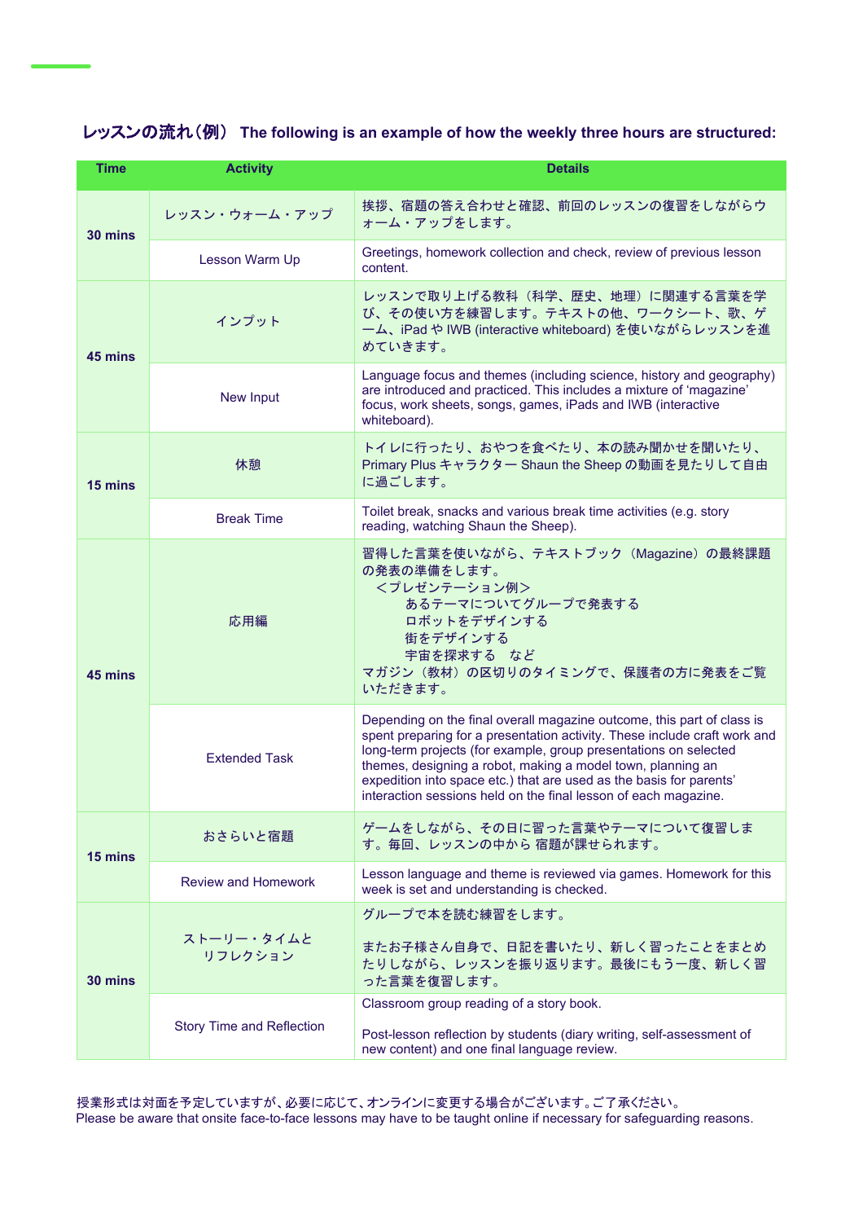## レッスンの流れ（例） The following is an example of how the weekly three hours are structured:

| Time | Activity | Details |
|---|---|---|
| 30 mins | レッスン・ウォーム・アップ | 挨拶、宿題の答え合わせと確認、前回のレッスンの復習をしながらウォーム・アップをします。 |
| | Lesson Warm Up | Greetings, homework collection and check, review of previous lesson content. |
| 45 mins | インプット | レッスンで取り上げる教科（科学、歴史、地理）に関連する言葉を学び、その使い方を練習します。テキストの他、ワークシート、歌、ゲーム、iPad や IWB (interactive whiteboard) を使いながらレッスンを進めていきます。 |
| | New Input | Language focus and themes (including science, history and geography) are introduced and practiced. This includes a mixture of 'magazine' focus, work sheets, songs, games, iPads and IWB (interactive whiteboard). |
| 15 mins | 休憩 | トイレに行ったり、おやつを食べたり、本の読み聞かせを聞いたり、Primary Plus キャラクター Shaun the Sheep の動画を見たりして自由に過ごします。 |
| | Break Time | Toilet break, snacks and various break time activities (e.g. story reading, watching Shaun the Sheep). |
| 45 mins | 応用編 | 習得した言葉を使いながら、テキストブック（Magazine）の最終課題の発表の準備をします。<br>＜プレゼンテーション例＞<br>あるテーマについてグループで発表する<br>ロボットをデザインする<br>街をデザインする<br>宇宙を探求する　など<br>マガジン（教材）の区切りのタイミングで、保護者の方に発表をご覧いただきます。 |
| | Extended Task | Depending on the final overall magazine outcome, this part of class is spent preparing for a presentation activity. These include craft work and long-term projects (for example, group presentations on selected themes, designing a robot, making a model town, planning an expedition into space etc.) that are used as the basis for parents' interaction sessions held on the final lesson of each magazine. |
| 15 mins | おさらいと宿題 | ゲームをしながら、その日に習った言葉やテーマについて復習します。毎回、レッスンの中から 宿題が課せられます。 |
| | Review and Homework | Lesson language and theme is reviewed via games. Homework for this week is set and understanding is checked. |
| 30 mins | ストーリー・タイムとリフレクション | グループで本を読む練習をします。<br><br>またお子様さん自身で、日記を書いたり、新しく習ったことをまとめたりしながら、レッスンを振り返ります。最後にもう一度、新しく習った言葉を復習します。 |
| | Story Time and Reflection | Classroom group reading of a story book.<br><br>Post-lesson reflection by students (diary writing, self-assessment of new content) and one final language review. |

授業形式は対面を予定していますが、必要に応じて、オンラインに変更する場合がございます。ご了承ください。
Please be aware that onsite face-to-face lessons may have to be taught online if necessary for safeguarding reasons.